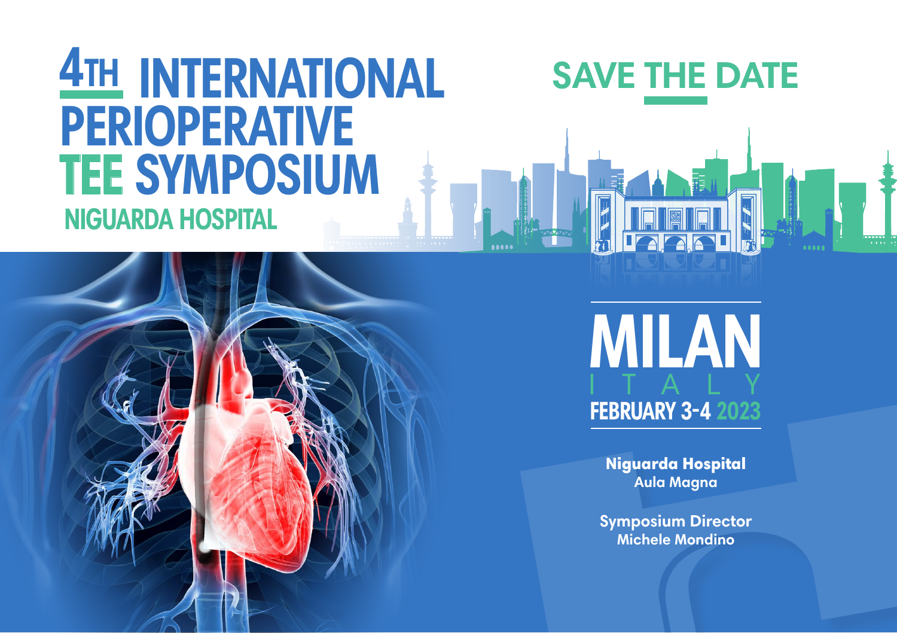# 4TH INTERNATIONAL PERIOPERATIVE TEE SYMPOSIUM

## NIGUARDA HOSPITAL

## SAVE THE DATE

# MILAN

ITALY

**FEBRUARY 3-4 2023**

**Niguarda Hospital**
**Aula Magna**

**Symposium Director**
**Michele Mondino**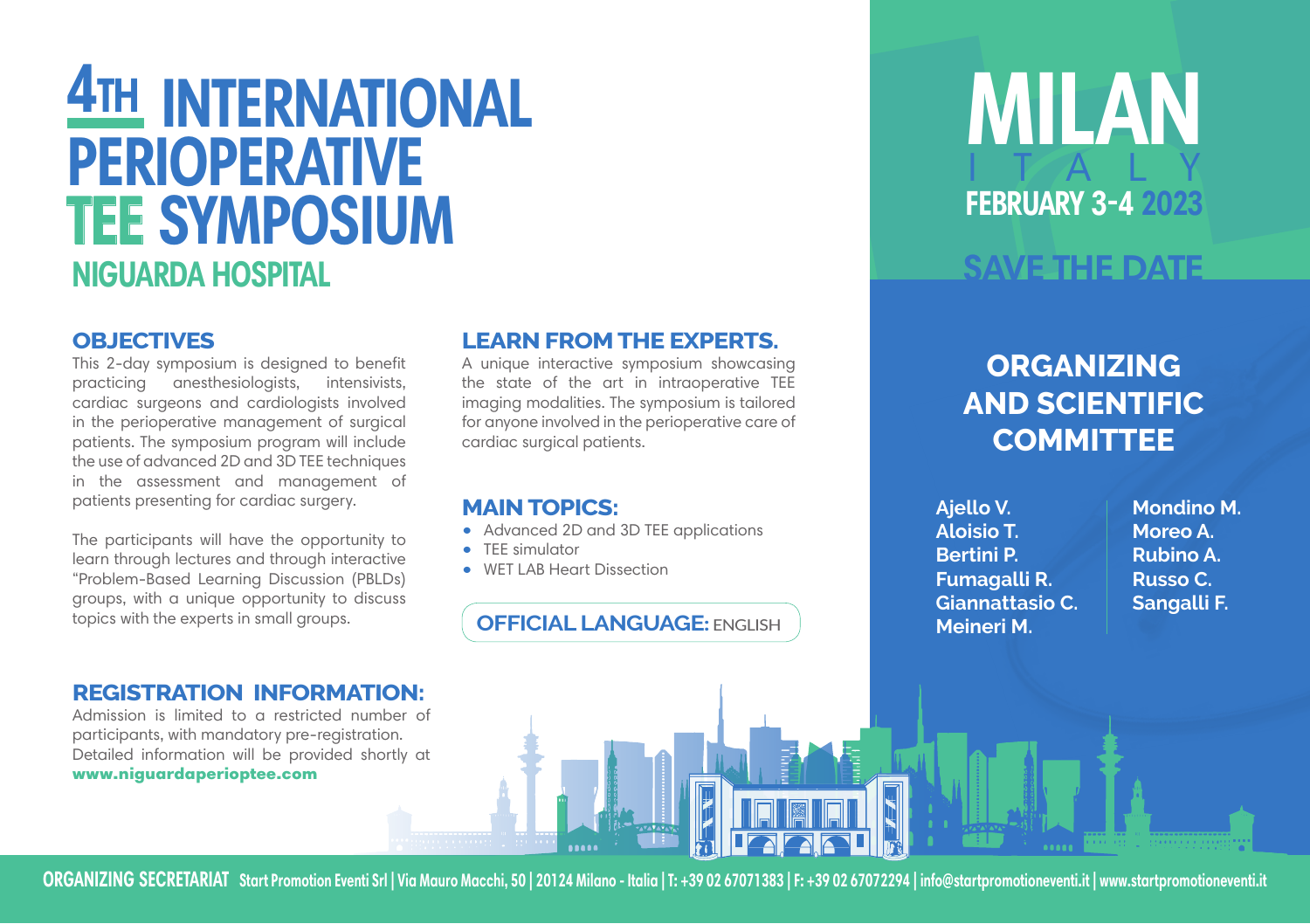# 4TH INTERNATIONAL PERIOPERATIVE TEE SYMPOSIUM

## NIGUARDA HOSPITAL

# MILAN

ITALY

**FEBRUARY 3-4 2023**

**SAVE THE DATE**

### OBJECTIVES

This 2-day symposium is designed to benefit practicing anesthesiologists, intensivists, cardiac surgeons and cardiologists involved in the perioperative management of surgical patients. The symposium program will include the use of advanced 2D and 3D TEE techniques in the assessment and management of patients presenting for cardiac surgery.

The participants will have the opportunity to learn through lectures and through interactive "Problem-Based Learning Discussion (PBLDs) groups, with a unique opportunity to discuss topics with the experts in small groups.

### LEARN FROM THE EXPERTS.

A unique interactive symposium showcasing the state of the art in intraoperative TEE imaging modalities. The symposium is tailored for anyone involved in the perioperative care of cardiac surgical patients.

### MAIN TOPICS:

- Advanced 2D and 3D TEE applications
- TEE simulator
- WET LAB Heart Dissection

**OFFICIAL LANGUAGE:** ENGLISH

### REGISTRATION INFORMATION:

Admission is limited to a restricted number of participants, with mandatory pre-registration. Detailed information will be provided shortly at **www.niguardaperioptee.com**

## ORGANIZING AND SCIENTIFIC COMMITTEE

**Ajello V.**
**Aloisio T.**
**Bertini P.**
**Fumagalli R.**
**Giannattasio C.**
**Meineri M.**
**Mondino M.**
**Moreo A.**
**Rubino A.**
**Russo C.**
**Sangalli F.**

**ORGANIZING SECRETARIAT** Start Promotion Eventi Srl | Via Mauro Macchi, 50 | 20124 Milano - Italia | T: +39 02 67071383 | F: +39 02 67072294 | info@startpromotioneventi.it | www.startpromotioneventi.it